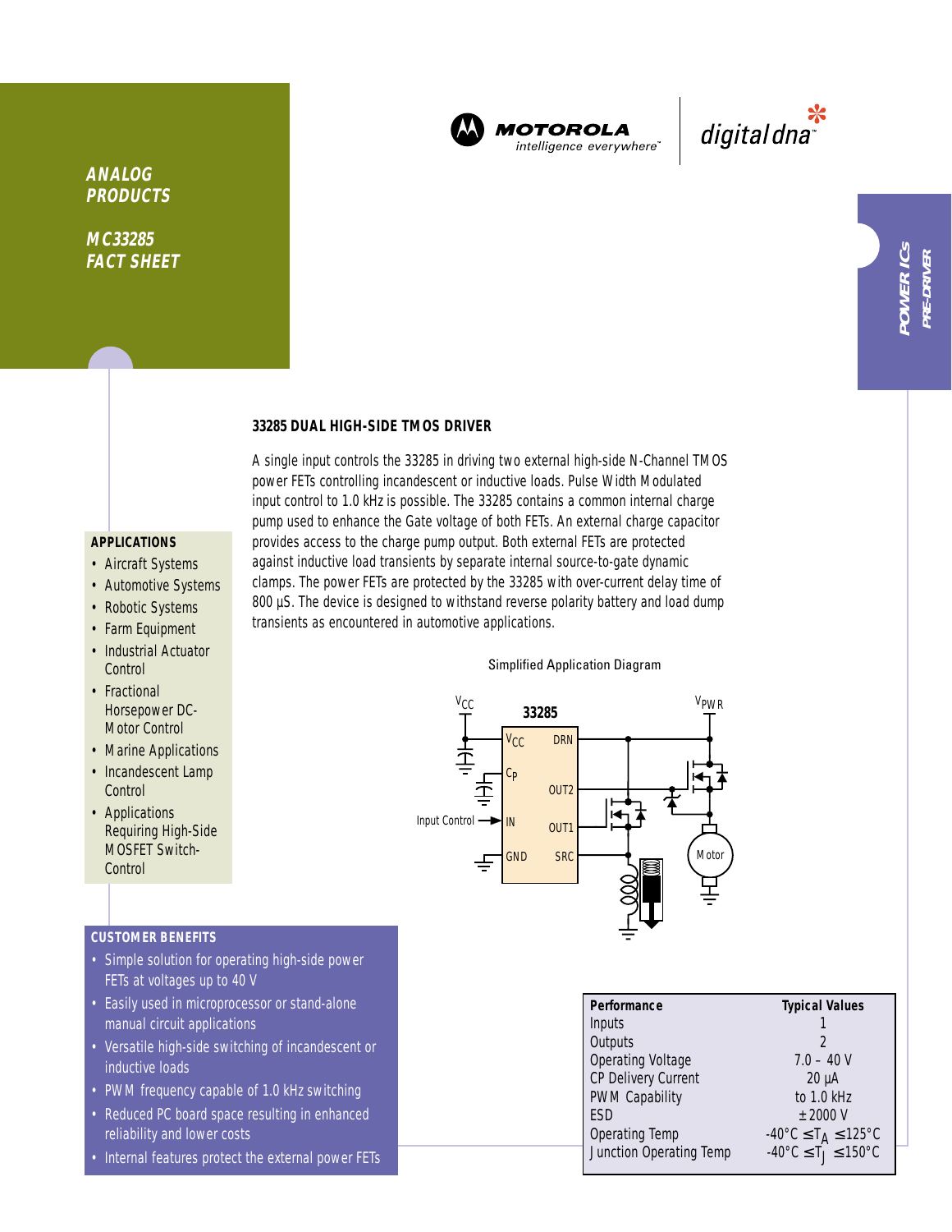ANALOG PRODUCTS

MC33285 FACT SHEET

MOTOROLA *intelligence everywhere*™ digital dna™

POWER ICs PRE-DRIVER

## 33285 DUAL HIGH-SIDE TMOS DRIVER

A single input controls the 33285 in driving two external high-side N-Channel TMOS power FETs controlling incandescent or inductive loads. Pulse Width Modulated input control to 1.0 kHz is possible. The 33285 contains a common internal charge pump used to enhance the Gate voltage of both FETs. An external charge capacitor provides access to the charge pump output. Both external FETs are protected against inductive load transients by separate internal source-to-gate dynamic clamps. The power FETs are protected by the 33285 with over-current delay time of 800 µS. The device is designed to withstand reverse polarity battery and load dump transients as encountered in automotive applications.

### APPLICATIONS

- Aircraft Systems
- Automotive Systems
- Robotic Systems
- Farm Equipment
- Industrial Actuator Control
- Fractional Horsepower DC-Motor Control
- Marine Applications
- Incandescent Lamp Control
- Applications Requiring High-Side MOSFET Switch-Control

Simplified Application Diagram

### CUSTOMER BENEFITS

- Simple solution for operating high-side power FETs at voltages up to 40 V
- Easily used in microprocessor or stand-alone manual circuit applications
- Versatile high-side switching of incandescent or inductive loads
- PWM frequency capable of 1.0 kHz switching
- Reduced PC board space resulting in enhanced reliability and lower costs
- Internal features protect the external power FETs

| Performance | Typical Values |
|---|---|
| Inputs | 1 |
| Outputs | 2 |
| Operating Voltage | 7.0 – 40 V |
| CP Delivery Current | 20 µA |
| PWM Capability | to 1.0 kHz |
| ESD | ±2000 V |
| Operating Temp | -40°C ≤ $T_A$ ≤ 125°C |
| Junction Operating Temp | -40°C ≤ $T_J$ ≤ 150°C |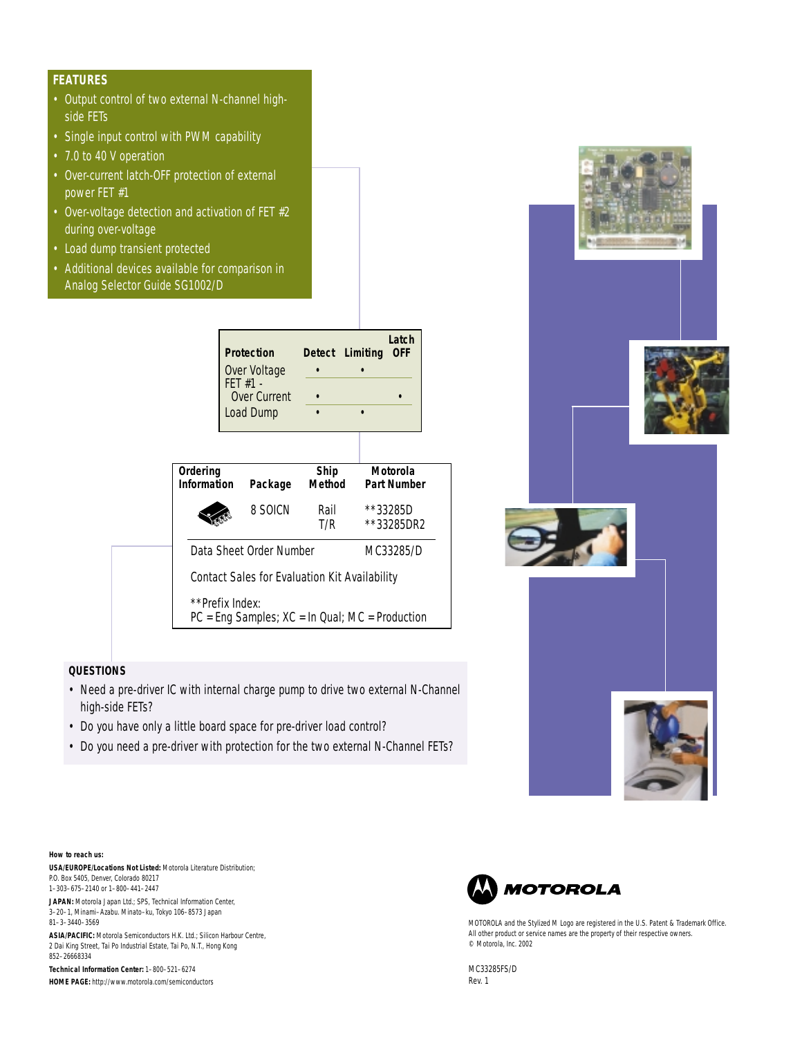## FEATURES

- Output control of two external N-channel high-side FETs
- Single input control with PWM capability
- 7.0 to 40 V operation
- Over-current latch-OFF protection of external power FET #1
- Over-voltage detection and activation of FET #2 during over-voltage
- Load dump transient protected
- Additional devices available for comparison in Analog Selector Guide SG1002/D

| Protection | Detect | Limiting | Latch OFF |
|---|---|---|---|
| Over Voltage | • | • | |
| FET #1 - Over Current | • | | • |
| Load Dump | • | • | |

| Ordering Information | Package | Ship Method | Motorola Part Number |
|---|---|---|---|
| | 8 SOICN | Rail | **33285D |
| | | T/R | **33285DR2 |
| Data Sheet Order Number | | | MC33285/D |
| Contact Sales for Evaluation Kit Availability | | | |
| **Prefix Index: PC = Eng Samples; XC = In Qual; MC = Production | | | |

## QUESTIONS

- Need a pre-driver IC with internal charge pump to drive two external N-Channel high-side FETs?
- Do you have only a little board space for pre-driver load control?
- Do you need a pre-driver with protection for the two external N-Channel FETs?

**How to reach us:**

**USA/EUROPE/Locations Not Listed:** Motorola Literature Distribution; P.O. Box 5405, Denver, Colorado 80217
1–303–675–2140 or 1–800–441–2447

**JAPAN:** Motorola Japan Ltd.; SPS, Technical Information Center, 3–20–1, Minami–Azabu. Minato–ku, Tokyo 106–8573 Japan
81–3–3440–3569

**ASIA/PACIFIC:** Motorola Semiconductors H.K. Ltd.; Silicon Harbour Centre, 2 Dai King Street, Tai Po Industrial Estate, Tai Po, N.T., Hong Kong
852–26668334

**Technical Information Center:** 1–800–521–6274

**HOME PAGE:** http://www.motorola.com/semiconductors

MOTOROLA

MOTOROLA and the Stylized M Logo are registered in the U.S. Patent & Trademark Office.
All other product or service names are the property of their respective owners.
© Motorola, Inc. 2002

MC33285FS/D
Rev. 1